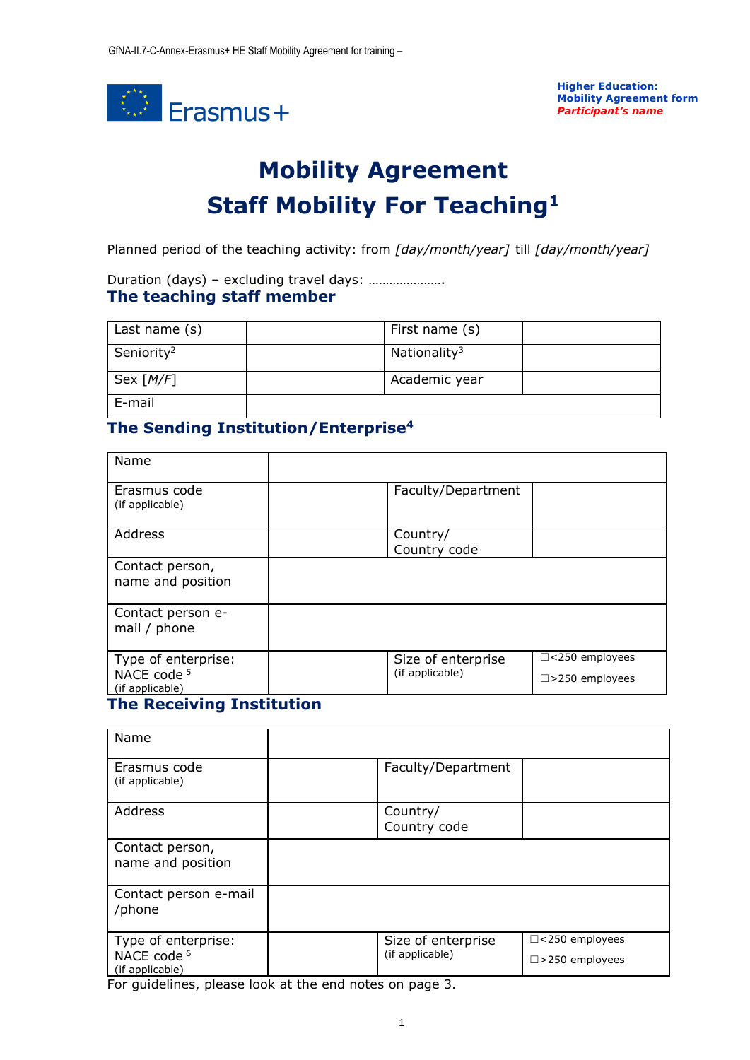GfNA-II.7-C-Annex-Erasmus+ HE Staff Mobility Agreement for training –

Erasmus+

**Higher Education:**
**Mobility Agreement form**
***Participant's name***

# Mobility Agreement
# Staff Mobility For Teaching[1]

Planned period of the teaching activity: from *[day/month/year]* till *[day/month/year]*

Duration (days) – excluding travel days: ………………….

## The teaching staff member

| Last name (s) | | First name (s) | |
|---|---|---|---|
| Seniority[2] | | Nationality[3] | |
| Sex *[M/F]* | | Academic year | |
| E-mail | | | |

## The Sending Institution/Enterprise[4]

| Name | | | |
|---|---|---|---|
| Erasmus code (if applicable) | | Faculty/Department | |
| Address | | Country/ Country code | |
| Contact person, name and position | | | |
| Contact person e-mail / phone | | | |
| Type of enterprise: NACE code [5] (if applicable) | | Size of enterprise (if applicable) | ☐<250 employees ☐>250 employees |

## The Receiving Institution

| Name | | | |
|---|---|---|---|
| Erasmus code (if applicable) | | Faculty/Department | |
| Address | | Country/ Country code | |
| Contact person, name and position | | | |
| Contact person e-mail /phone | | | |
| Type of enterprise: NACE code [6] (if applicable) | | Size of enterprise (if applicable) | ☐<250 employees ☐>250 employees |

For guidelines, please look at the end notes on page 3.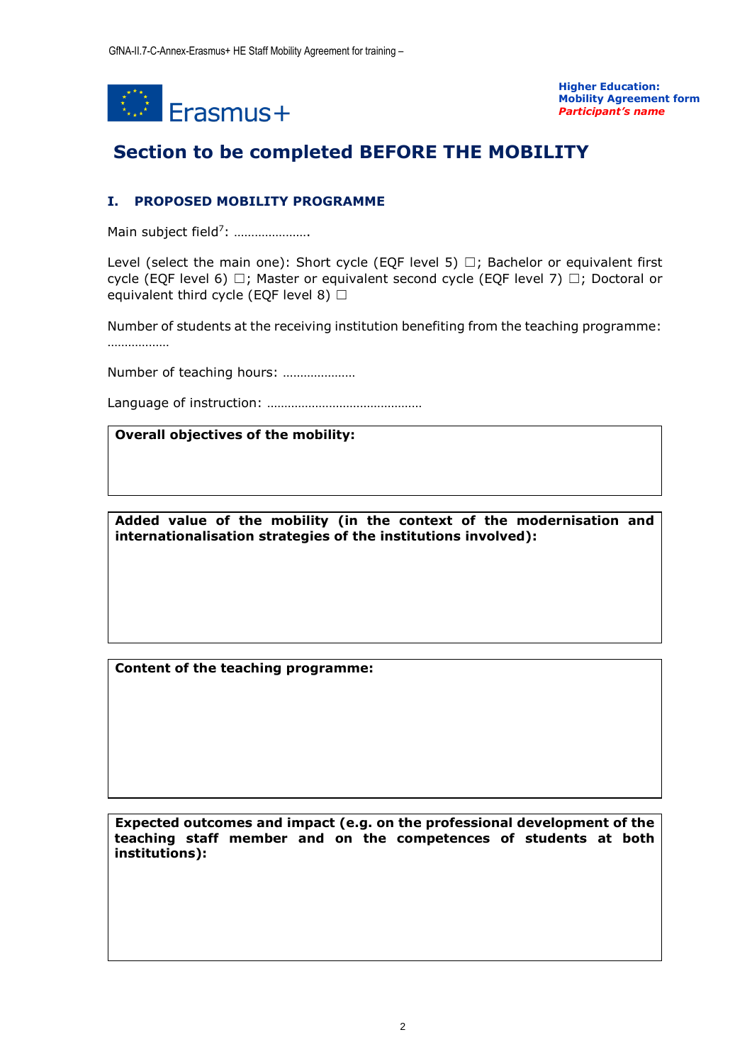**Higher Education:**
**Mobility Agreement form**
***Participant's name***

# Section to be completed BEFORE THE MOBILITY

## I. PROPOSED MOBILITY PROGRAMME

Main subject field[7]: ………………….

Level (select the main one): Short cycle (EQF level 5) ☐; Bachelor or equivalent first cycle (EQF level 6) ☐; Master or equivalent second cycle (EQF level 7) ☐; Doctoral or equivalent third cycle (EQF level 8) ☐

Number of students at the receiving institution benefiting from the teaching programme: ………………

Number of teaching hours: …………………

Language of instruction: ………………………………………

| **Overall objectives of the mobility:** |
|---|
| |

| **Added value of the mobility (in the context of the modernisation and internationalisation strategies of the institutions involved):** |
|---|
| |

| **Content of the teaching programme:** |
|---|
| |

| **Expected outcomes and impact (e.g. on the professional development of the teaching staff member and on the competences of students at both institutions):** |
|---|
| |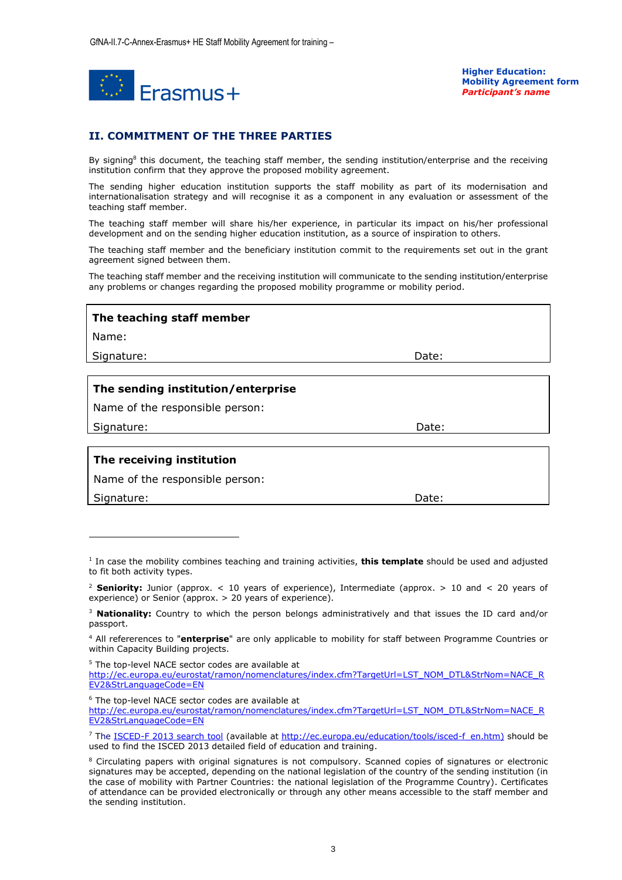Higher Education:
Mobility Agreement form
*Participant's name*

## II. COMMITMENT OF THE THREE PARTIES

By signing[8] this document, the teaching staff member, the sending institution/enterprise and the receiving institution confirm that they approve the proposed mobility agreement.

The sending higher education institution supports the staff mobility as part of its modernisation and internationalisation strategy and will recognise it as a component in any evaluation or assessment of the teaching staff member.

The teaching staff member will share his/her experience, in particular its impact on his/her professional development and on the sending higher education institution, as a source of inspiration to others.

The teaching staff member and the beneficiary institution commit to the requirements set out in the grant agreement signed between them.

The teaching staff member and the receiving institution will communicate to the sending institution/enterprise any problems or changes regarding the proposed mobility programme or mobility period.

| | |
|---|---|
| **The teaching staff member** | |
| Name: | |
| Signature: | Date: |

| | |
|---|---|
| **The sending institution/enterprise** | |
| Name of the responsible person: | |
| Signature: | Date: |

| | |
|---|---|
| **The receiving institution** | |
| Name of the responsible person: | |
| Signature: | Date: |

---

[1] In case the mobility combines teaching and training activities, **this template** should be used and adjusted to fit both activity types.

[2] **Seniority:** Junior (approx. < 10 years of experience), Intermediate (approx. > 10 and < 20 years of experience) or Senior (approx. > 20 years of experience).

[3] **Nationality:** Country to which the person belongs administratively and that issues the ID card and/or passport.

[4] All refererences to "**enterprise**" are only applicable to mobility for staff between Programme Countries or within Capacity Building projects.

[5] The top-level NACE sector codes are available at http://ec.europa.eu/eurostat/ramon/nomenclatures/index.cfm?TargetUrl=LST_NOM_DTL&StrNom=NACE_REV2&StrLanguageCode=EN

[6] The top-level NACE sector codes are available at http://ec.europa.eu/eurostat/ramon/nomenclatures/index.cfm?TargetUrl=LST_NOM_DTL&StrNom=NACE_REV2&StrLanguageCode=EN

[7] The ISCED-F 2013 search tool (available at http://ec.europa.eu/education/tools/isced-f_en.htm) should be used to find the ISCED 2013 detailed field of education and training.

[8] Circulating papers with original signatures is not compulsory. Scanned copies of signatures or electronic signatures may be accepted, depending on the national legislation of the country of the sending institution (in the case of mobility with Partner Countries: the national legislation of the Programme Country). Certificates of attendance can be provided electronically or through any other means accessible to the staff member and the sending institution.